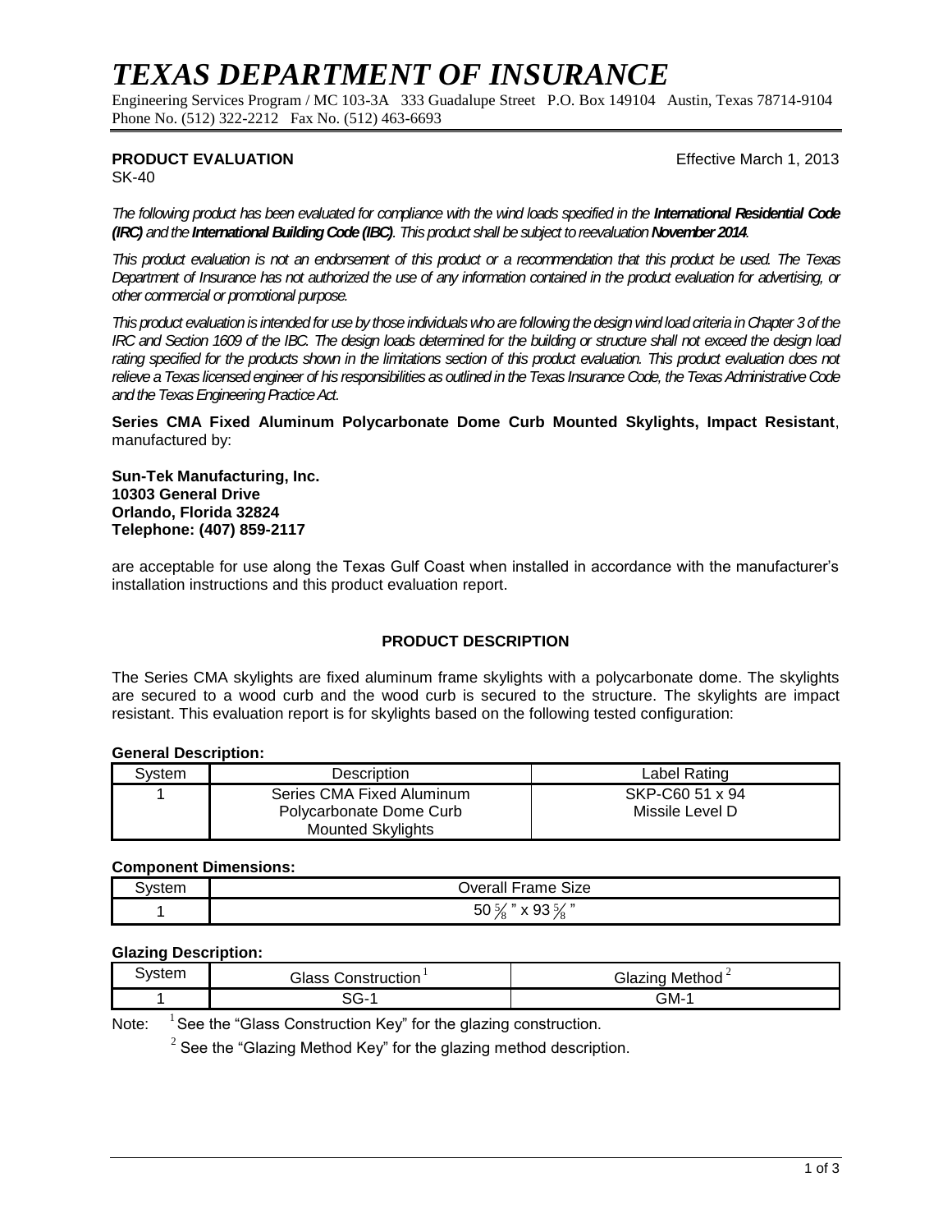# TEXAS DEPARTMENT OF INSURANCE

Engineering Services Program / MC 103-3A 333 Guadalupe Street P.O. Box 149104 Austin, Texas 78714-9104
Phone No. (512) 322-2212 Fax No. (512) 463-6693

**PRODUCT EVALUATION** Effective March 1, 2013

SK-40

*The following product has been evaluated for compliance with the wind loads specified in the **International Residential Code (IRC)** and the **International Building Code (IBC)**. This product shall be subject to reevaluation **November 2014**.*

*This product evaluation is not an endorsement of this product or a recommendation that this product be used. The Texas Department of Insurance has not authorized the use of any information contained in the product evaluation for advertising, or other commercial or promotional purpose.*

*This product evaluation is intended for use by those individuals who are following the design wind load criteria in Chapter 3 of the IRC and Section 1609 of the IBC. The design loads determined for the building or structure shall not exceed the design load rating specified for the products shown in the limitations section of this product evaluation. This product evaluation does not relieve a Texas licensed engineer of his responsibilities as outlined in the Texas Insurance Code, the Texas Administrative Code and the Texas Engineering Practice Act.*

**Series CMA Fixed Aluminum Polycarbonate Dome Curb Mounted Skylights, Impact Resistant**, manufactured by:

**Sun-Tek Manufacturing, Inc.**
**10303 General Drive**
**Orlando, Florida 32824**
**Telephone: (407) 859-2117**

are acceptable for use along the Texas Gulf Coast when installed in accordance with the manufacturer's installation instructions and this product evaluation report.

## PRODUCT DESCRIPTION

The Series CMA skylights are fixed aluminum frame skylights with a polycarbonate dome. The skylights are secured to a wood curb and the wood curb is secured to the structure. The skylights are impact resistant. This evaluation report is for skylights based on the following tested configuration:

**General Description:**

| System | Description | Label Rating |
|---|---|---|
| 1 | Series CMA Fixed Aluminum Polycarbonate Dome Curb Mounted Skylights | SKP-C60 51 x 94 Missile Level D |

**Component Dimensions:**

| System | Overall Frame Size |
|---|---|
| 1 | 50 5⁄8 " x 93 5⁄8 " |

**Glazing Description:**

| System | Glass Construction [1] | Glazing Method [2] |
|---|---|---|
| 1 | SG-1 | GM-1 |

Note: [1] See the "Glass Construction Key" for the glazing construction.

[2] See the "Glazing Method Key" for the glazing method description.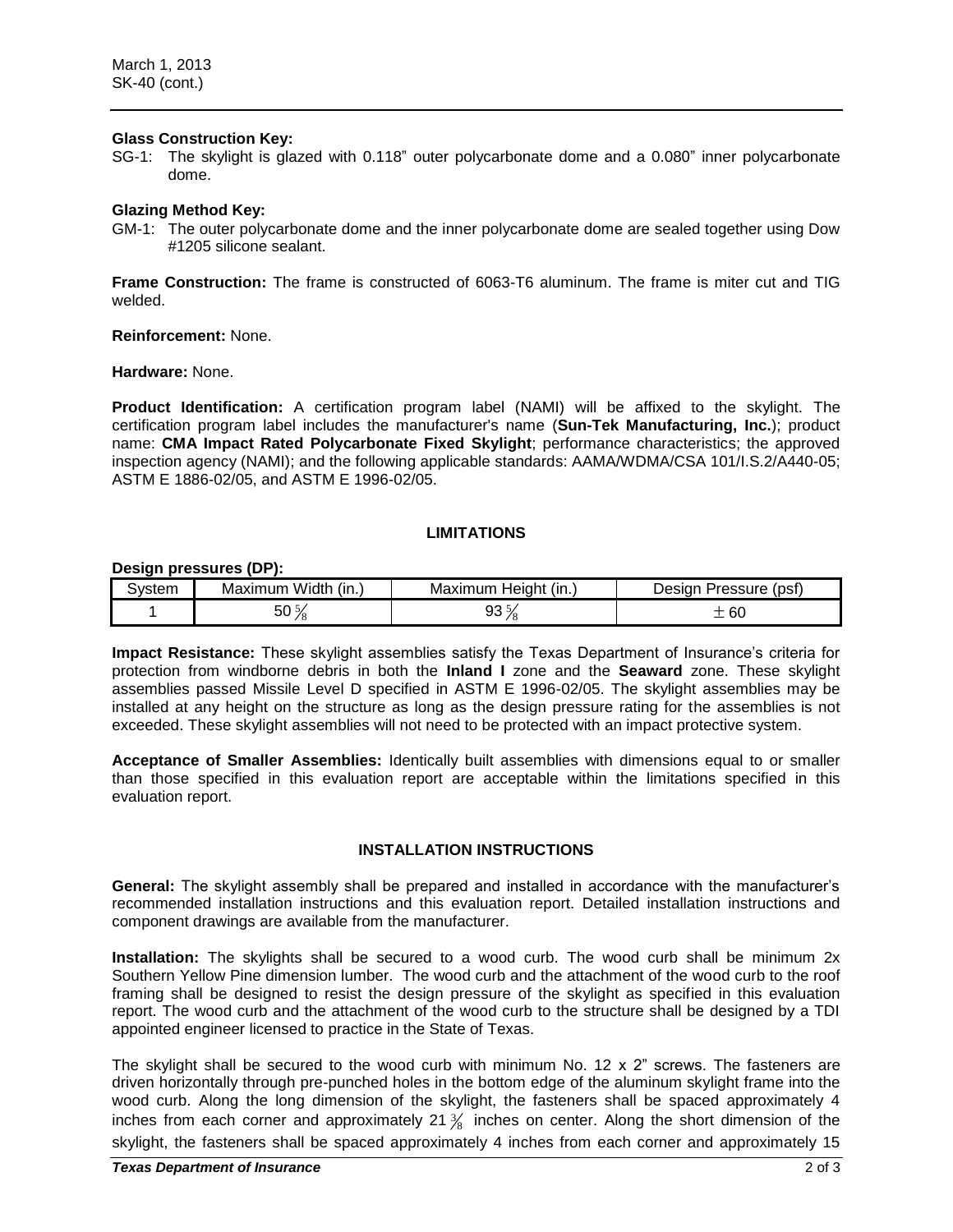**Glass Construction Key:**

SG-1: The skylight is glazed with 0.118" outer polycarbonate dome and a 0.080" inner polycarbonate dome.

**Glazing Method Key:**

GM-1: The outer polycarbonate dome and the inner polycarbonate dome are sealed together using Dow #1205 silicone sealant.

**Frame Construction:** The frame is constructed of 6063-T6 aluminum. The frame is miter cut and TIG welded.

**Reinforcement:** None.

**Hardware:** None.

**Product Identification:** A certification program label (NAMI) will be affixed to the skylight. The certification program label includes the manufacturer's name (**Sun-Tek Manufacturing, Inc.**); product name: **CMA Impact Rated Polycarbonate Fixed Skylight**; performance characteristics; the approved inspection agency (NAMI); and the following applicable standards: AAMA/WDMA/CSA 101/I.S.2/A440-05; ASTM E 1886-02/05, and ASTM E 1996-02/05.

## LIMITATIONS

**Design pressures (DP):**

| System | Maximum Width (in.) | Maximum Height (in.) | Design Pressure (psf) |
|---|---|---|---|
| 1 | 50 5/8 | 93 5/8 | ± 60 |

**Impact Resistance:** These skylight assemblies satisfy the Texas Department of Insurance's criteria for protection from windborne debris in both the **Inland I** zone and the **Seaward** zone. These skylight assemblies passed Missile Level D specified in ASTM E 1996-02/05. The skylight assemblies may be installed at any height on the structure as long as the design pressure rating for the assemblies is not exceeded. These skylight assemblies will not need to be protected with an impact protective system.

**Acceptance of Smaller Assemblies:** Identically built assemblies with dimensions equal to or smaller than those specified in this evaluation report are acceptable within the limitations specified in this evaluation report.

## INSTALLATION INSTRUCTIONS

**General:** The skylight assembly shall be prepared and installed in accordance with the manufacturer's recommended installation instructions and this evaluation report. Detailed installation instructions and component drawings are available from the manufacturer.

**Installation:** The skylights shall be secured to a wood curb. The wood curb shall be minimum 2x Southern Yellow Pine dimension lumber. The wood curb and the attachment of the wood curb to the roof framing shall be designed to resist the design pressure of the skylight as specified in this evaluation report. The wood curb and the attachment of the wood curb to the structure shall be designed by a TDI appointed engineer licensed to practice in the State of Texas.

The skylight shall be secured to the wood curb with minimum No. 12 x 2" screws. The fasteners are driven horizontally through pre-punched holes in the bottom edge of the aluminum skylight frame into the wood curb. Along the long dimension of the skylight, the fasteners shall be spaced approximately 4 inches from each corner and approximately 21 3/8 inches on center. Along the short dimension of the skylight, the fasteners shall be spaced approximately 4 inches from each corner and approximately 15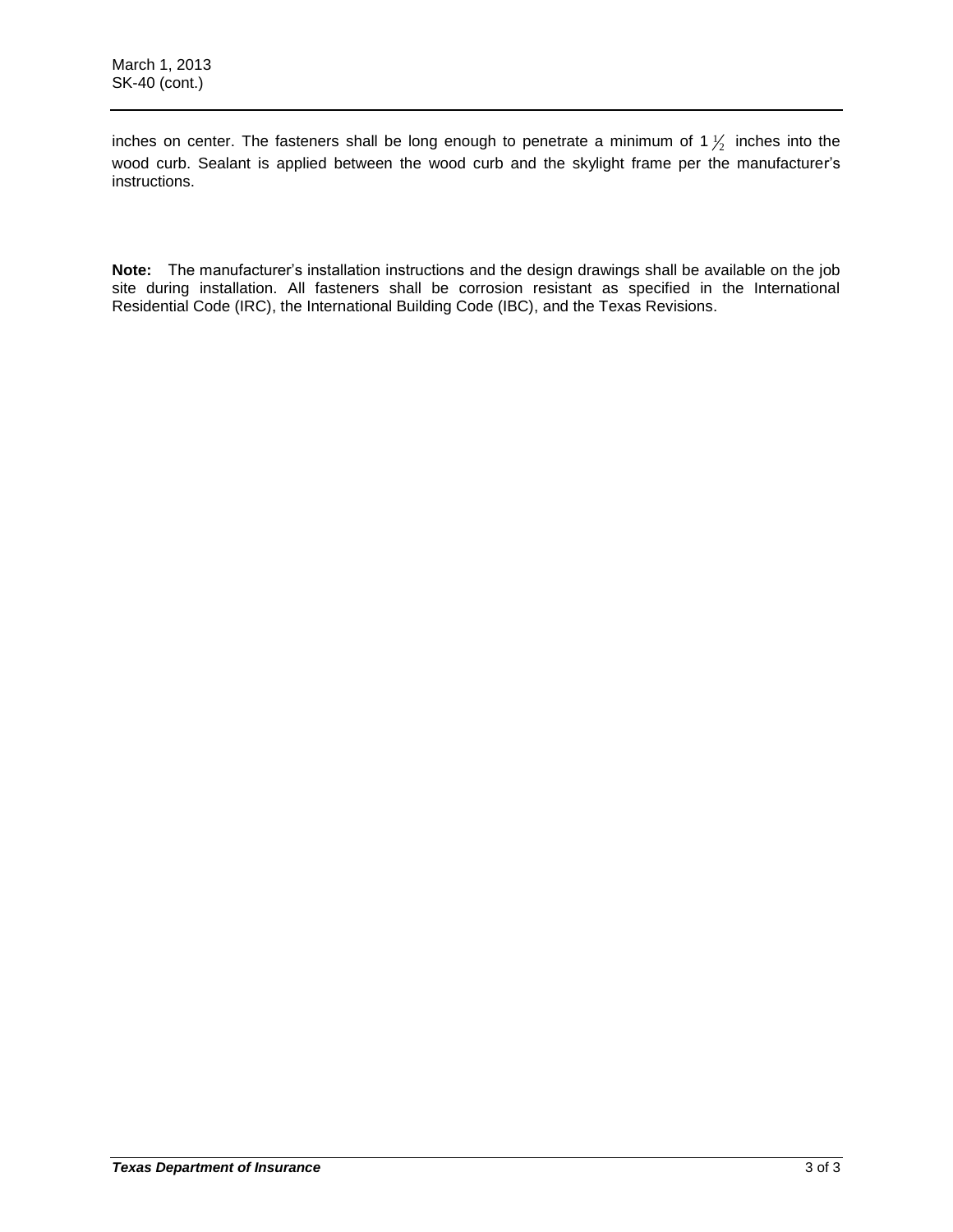inches on center. The fasteners shall be long enough to penetrate a minimum of 1 ½ inches into the wood curb. Sealant is applied between the wood curb and the skylight frame per the manufacturer's instructions.

**Note:** The manufacturer's installation instructions and the design drawings shall be available on the job site during installation. All fasteners shall be corrosion resistant as specified in the International Residential Code (IRC), the International Building Code (IBC), and the Texas Revisions.